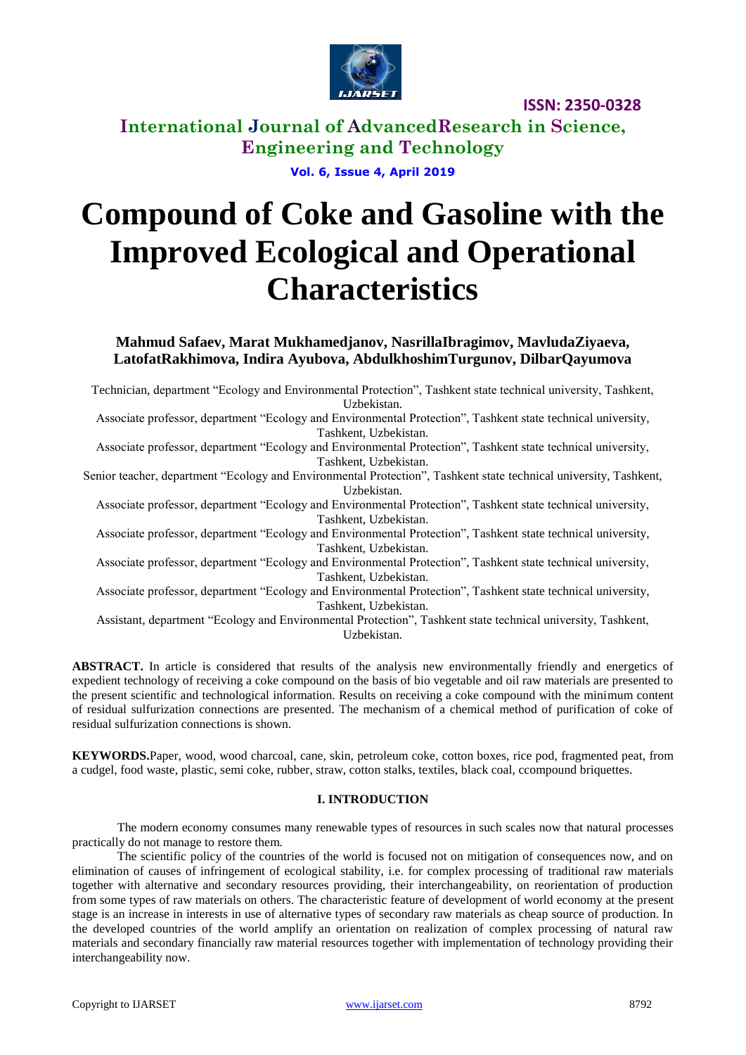# Compound of Coke and Gasoline with the Improved Ecological and Operational Characteristics

**Mahmud Safaev, Marat Mukhamedjanov, NasrillaIbragimov, MavludaZiyaeva, LatofatRakhimova, Indira Ayubova, AbdulkhoshimTurgunov, DilbarQayumova**

Technician, department "Ecology and Environmental Protection", Tashkent state technical university, Tashkent, Uzbekistan.

Associate professor, department "Ecology and Environmental Protection", Tashkent state technical university, Tashkent, Uzbekistan.

Associate professor, department "Ecology and Environmental Protection", Tashkent state technical university, Tashkent, Uzbekistan.

Senior teacher, department "Ecology and Environmental Protection", Tashkent state technical university, Tashkent, Uzbekistan.

Associate professor, department "Ecology and Environmental Protection", Tashkent state technical university, Tashkent, Uzbekistan.

Associate professor, department "Ecology and Environmental Protection", Tashkent state technical university, Tashkent, Uzbekistan.

Associate professor, department "Ecology and Environmental Protection", Tashkent state technical university, Tashkent, Uzbekistan.

Associate professor, department "Ecology and Environmental Protection", Tashkent state technical university, Tashkent, Uzbekistan.

Assistant, department "Ecology and Environmental Protection", Tashkent state technical university, Tashkent, Uzbekistan.

**ABSTRACT.** In article is considered that results of the analysis new environmentally friendly and energetics of expedient technology of receiving a coke compound on the basis of bio vegetable and oil raw materials are presented to the present scientific and technological information. Results on receiving a coke compound with the minimum content of residual sulfurization connections are presented. The mechanism of a chemical method of purification of coke of residual sulfurization connections is shown.

**KEYWORDS.**Paper, wood, wood charcoal, cane, skin, petroleum coke, cotton boxes, rice pod, fragmented peat, from a cudgel, food waste, plastic, semi coke, rubber, straw, cotton stalks, textiles, black coal, ccompound briquettes.

## I. INTRODUCTION

The modern economy consumes many renewable types of resources in such scales now that natural processes practically do not manage to restore them.

The scientific policy of the countries of the world is focused not on mitigation of consequences now, and on elimination of causes of infringement of ecological stability, i.e. for complex processing of traditional raw materials together with alternative and secondary resources providing, their interchangeability, on reorientation of production from some types of raw materials on others. The characteristic feature of development of world economy at the present stage is an increase in interests in use of alternative types of secondary raw materials as cheap source of production. In the developed countries of the world amplify an orientation on realization of complex processing of natural raw materials and secondary financially raw material resources together with implementation of technology providing their interchangeability now.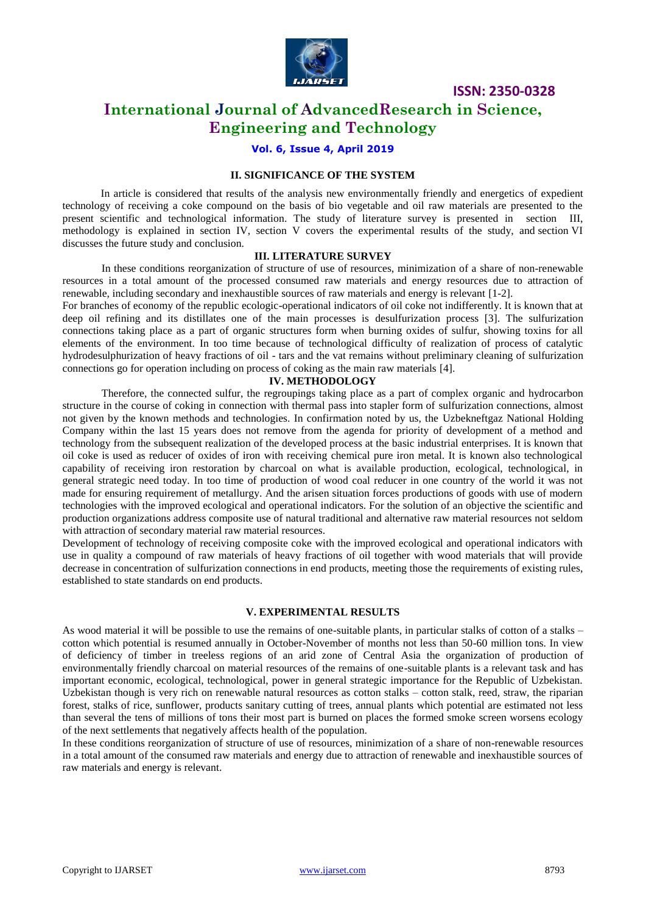## II. SIGNIFICANCE OF THE SYSTEM

In article is considered that results of the analysis new environmentally friendly and energetics of expedient technology of receiving a coke compound on the basis of bio vegetable and oil raw materials are presented to the present scientific and technological information. The study of literature survey is presented in section III, methodology is explained in section IV, section V covers the experimental results of the study, and section VI discusses the future study and conclusion.

## III. LITERATURE SURVEY

In these conditions reorganization of structure of use of resources, minimization of a share of non-renewable resources in a total amount of the processed consumed raw materials and energy resources due to attraction of renewable, including secondary and inexhaustible sources of raw materials and energy is relevant [1-2].

For branches of economy of the republic ecologic-operational indicators of oil coke not indifferently. It is known that at deep oil refining and its distillates one of the main processes is desulfurization process [3]. The sulfurization connections taking place as a part of organic structures form when burning oxides of sulfur, showing toxins for all elements of the environment. In too time because of technological difficulty of realization of process of catalytic hydrodesulphurization of heavy fractions of oil - tars and the vat remains without preliminary cleaning of sulfurization connections go for operation including on process of coking as the main raw materials [4].

## IV. METHODOLOGY

Therefore, the connected sulfur, the regroupings taking place as a part of complex organic and hydrocarbon structure in the course of coking in connection with thermal pass into stapler form of sulfurization connections, almost not given by the known methods and technologies. In confirmation noted by us, the Uzbekneftgaz National Holding Company within the last 15 years does not remove from the agenda for priority of development of a method and technology from the subsequent realization of the developed process at the basic industrial enterprises. It is known that oil coke is used as reducer of oxides of iron with receiving chemical pure iron metal. It is known also technological capability of receiving iron restoration by charcoal on what is available production, ecological, technological, in general strategic need today. In too time of production of wood coal reducer in one country of the world it was not made for ensuring requirement of metallurgy. And the arisen situation forces productions of goods with use of modern technologies with the improved ecological and operational indicators. For the solution of an objective the scientific and production organizations address composite use of natural traditional and alternative raw material resources not seldom with attraction of secondary material raw material resources.

Development of technology of receiving composite coke with the improved ecological and operational indicators with use in quality a compound of raw materials of heavy fractions of oil together with wood materials that will provide decrease in concentration of sulfurization connections in end products, meeting those the requirements of existing rules, established to state standards on end products.

## V. EXPERIMENTAL RESULTS

As wood material it will be possible to use the remains of one-suitable plants, in particular stalks of cotton of a stalks – cotton which potential is resumed annually in October-November of months not less than 50-60 million tons. In view of deficiency of timber in treeless regions of an arid zone of Central Asia the organization of production of environmentally friendly charcoal on material resources of the remains of one-suitable plants is a relevant task and has important economic, ecological, technological, power in general strategic importance for the Republic of Uzbekistan. Uzbekistan though is very rich on renewable natural resources as cotton stalks – cotton stalk, reed, straw, the riparian forest, stalks of rice, sunflower, products sanitary cutting of trees, annual plants which potential are estimated not less than several the tens of millions of tons their most part is burned on places the formed smoke screen worsens ecology of the next settlements that negatively affects health of the population.

In these conditions reorganization of structure of use of resources, minimization of a share of non-renewable resources in a total amount of the consumed raw materials and energy due to attraction of renewable and inexhaustible sources of raw materials and energy is relevant.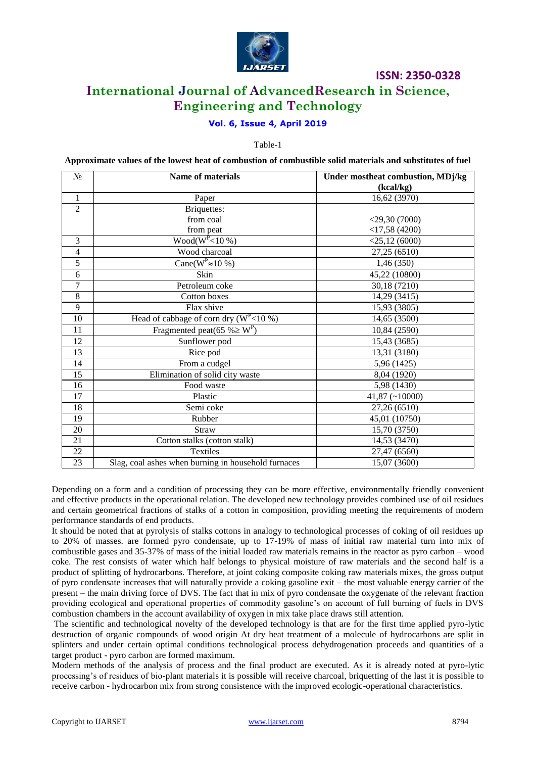Table-1

**Approximate values of the lowest heat of combustion of combustible solid materials and substitutes of fuel**

| № | Name of materials | Under mostheat combustion, MDj/kg (kcal/kg) |
|---|---|---|
| 1 | Paper | 16,62 (3970) |
| 2 | Briquettes: | |
| | from coal | <29,30 (7000) |
| | from peat | <17,58 (4200) |
| 3 | Wood($W^P$<10 %) | <25,12 (6000) |
| 4 | Wood charcoal | 27,25 (6510) |
| 5 | Cane($W^P$≈10 %) | 1,46 (350) |
| 6 | Skin | 45,22 (10800) |
| 7 | Petroleum coke | 30,18 (7210) |
| 8 | Cotton boxes | 14,29 (3415) |
| 9 | Flax shive | 15,93 (3805) |
| 10 | Head of cabbage of corn dry ($W^P$<10 %) | 14,65 (3500) |
| 11 | Fragmented peat(65 %≥ $W^P$) | 10,84 (2590) |
| 12 | Sunflower pod | 15,43 (3685) |
| 13 | Rice pod | 13,31 (3180) |
| 14 | From a cudgel | 5,96 (1425) |
| 15 | Elimination of solid city waste | 8,04 (1920) |
| 16 | Food waste | 5,98 (1430) |
| 17 | Plastic | 41,87 (~10000) |
| 18 | Semi coke | 27,26 (6510) |
| 19 | Rubber | 45,01 (10750) |
| 20 | Straw | 15,70 (3750) |
| 21 | Cotton stalks (cotton stalk) | 14,53 (3470) |
| 22 | Textiles | 27,47 (6560) |
| 23 | Slag, coal ashes when burning in household furnaces | 15,07 (3600) |

Depending on a form and a condition of processing they can be more effective, environmentally friendly convenient and effective products in the operational relation. The developed new technology provides combined use of oil residues and certain geometrical fractions of stalks of a cotton in composition, providing meeting the requirements of modern performance standards of end products.

It should be noted that at pyrolysis of stalks cottons in analogy to technological processes of coking of oil residues up to 20% of masses. are formed pyro condensate, up to 17-19% of mass of initial raw material turn into mix of combustible gases and 35-37% of mass of the initial loaded raw materials remains in the reactor as pyro carbon – wood coke. The rest consists of water which half belongs to physical moisture of raw materials and the second half is a product of splitting of hydrocarbons. Therefore, at joint coking composite coking raw materials mixes, the gross output of pyro condensate increases that will naturally provide a coking gasoline exit – the most valuable energy carrier of the present – the main driving force of DVS. The fact that in mix of pyro condensate the oxygenate of the relevant fraction providing ecological and operational properties of commodity gasoline's on account of full burning of fuels in DVS combustion chambers in the account availability of oxygen in mix take place draws still attention.

The scientific and technological novelty of the developed technology is that are for the first time applied pyro-lytic destruction of organic compounds of wood origin At dry heat treatment of a molecule of hydrocarbons are split in splinters and under certain optimal conditions technological process dehydrogenation proceeds and quantities of a target product - pyro carbon are formed maximum.

Modern methods of the analysis of process and the final product are executed. As it is already noted at pyro-lytic processing's of residues of bio-plant materials it is possible will receive charcoal, briquetting of the last it is possible to receive carbon - hydrocarbon mix from strong consistence with the improved ecologic-operational characteristics.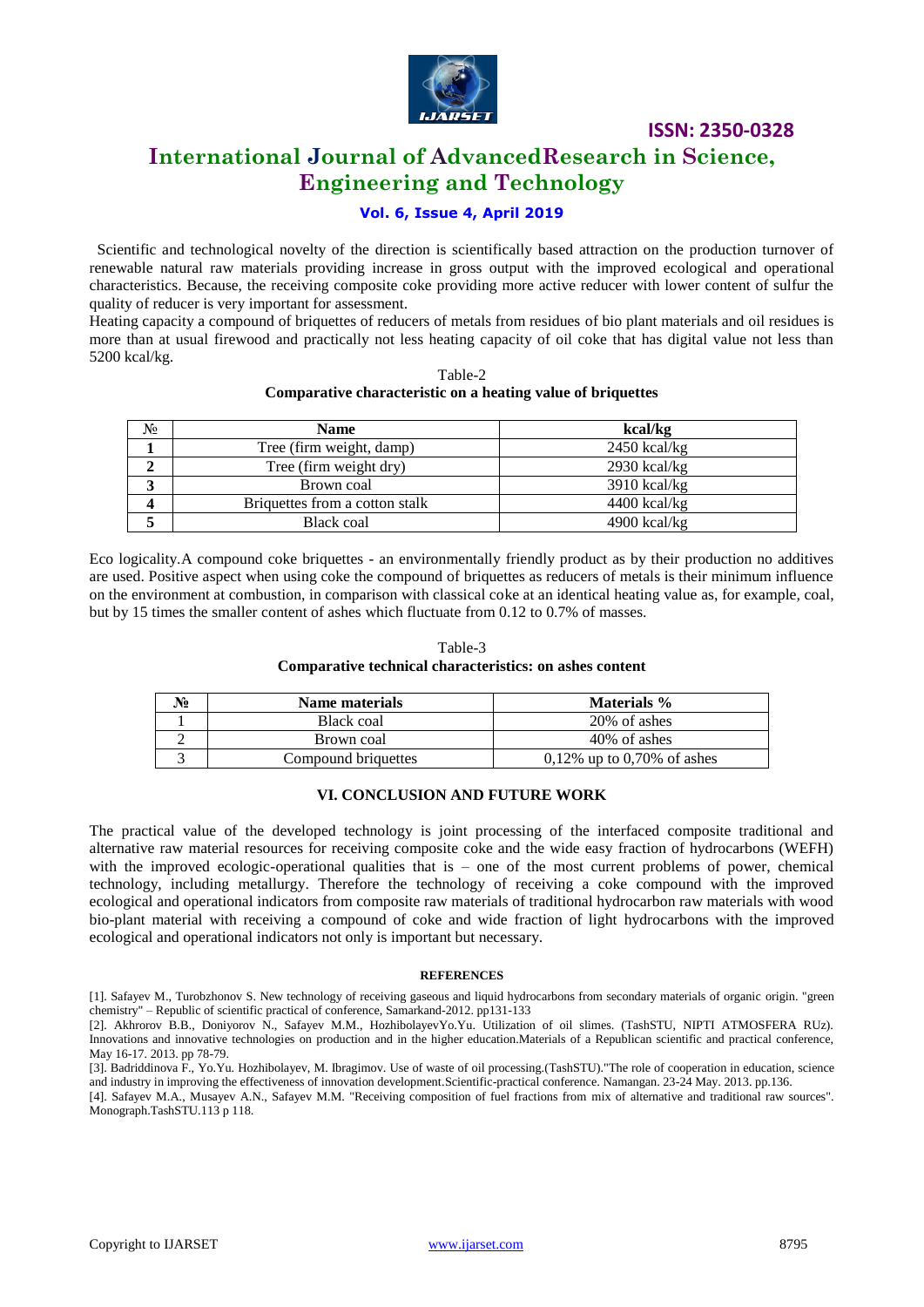Scientific and technological novelty of the direction is scientifically based attraction on the production turnover of renewable natural raw materials providing increase in gross output with the improved ecological and operational characteristics. Because, the receiving composite coke providing more active reducer with lower content of sulfur the quality of reducer is very important for assessment.

Heating capacity a compound of briquettes of reducers of metals from residues of bio plant materials and oil residues is more than at usual firewood and practically not less heating capacity of oil coke that has digital value not less than 5200 kcal/kg.

Table-2
**Comparative characteristic on a heating value of briquettes**

| № | Name | kcal/kg |
|---|---|---|
| **1** | Tree (firm weight, damp) | 2450 kcal/kg |
| **2** | Tree (firm weight dry) | 2930 kcal/kg |
| **3** | Brown coal | 3910 kcal/kg |
| **4** | Briquettes from a cotton stalk | 4400 kcal/kg |
| **5** | Black coal | 4900 kcal/kg |

Eco logicality.A compound coke briquettes - an environmentally friendly product as by their production no additives are used. Positive aspect when using coke the compound of briquettes as reducers of metals is their minimum influence on the environment at combustion, in comparison with classical coke at an identical heating value as, for example, coal, but by 15 times the smaller content of ashes which fluctuate from 0.12 to 0.7% of masses.

Table-3
**Comparative technical characteristics: on ashes content**

| № | Name materials | Materials % |
|---|---|---|
| 1 | Black coal | 20% of ashes |
| 2 | Brown coal | 40% of ashes |
| 3 | Compound briquettes | 0,12% up to 0,70% of ashes |

## VI. CONCLUSION AND FUTURE WORK

The practical value of the developed technology is joint processing of the interfaced composite traditional and alternative raw material resources for receiving composite coke and the wide easy fraction of hydrocarbons (WEFH) with the improved ecologic-operational qualities that is – one of the most current problems of power, chemical technology, including metallurgy. Therefore the technology of receiving a coke compound with the improved ecological and operational indicators from composite raw materials of traditional hydrocarbon raw materials with wood bio-plant material with receiving a compound of coke and wide fraction of light hydrocarbons with the improved ecological and operational indicators not only is important but necessary.

### REFERENCES

[1]. Safayev M., Turobzhonov S. New technology of receiving gaseous and liquid hydrocarbons from secondary materials of organic origin. "green chemistry" – Republic of scientific practical of conference, Samarkand-2012. pp131-133

[2]. Akhrorov B.B., Doniyorov N., Safayev M.M., HozhibolayevYo.Yu. Utilization of oil slimes. (TashSTU, NIPTI ATMOSFERA RUz). Innovations and innovative technologies on production and in the higher education.Materials of a Republican scientific and practical conference, May 16-17. 2013. pp 78-79.

[3]. Badriddinova F., Yo.Yu. Hozhibolayev, M. Ibragimov. Use of waste of oil processing.(TashSTU)."The role of cooperation in education, science and industry in improving the effectiveness of innovation development.Scientific-practical conference. Namangan. 23-24 May. 2013. pp.136.

[4]. Safayev M.A., Musayev A.N., Safayev M.M. "Receiving composition of fuel fractions from mix of alternative and traditional raw sources". Monograph.TashSTU.113 p 118.